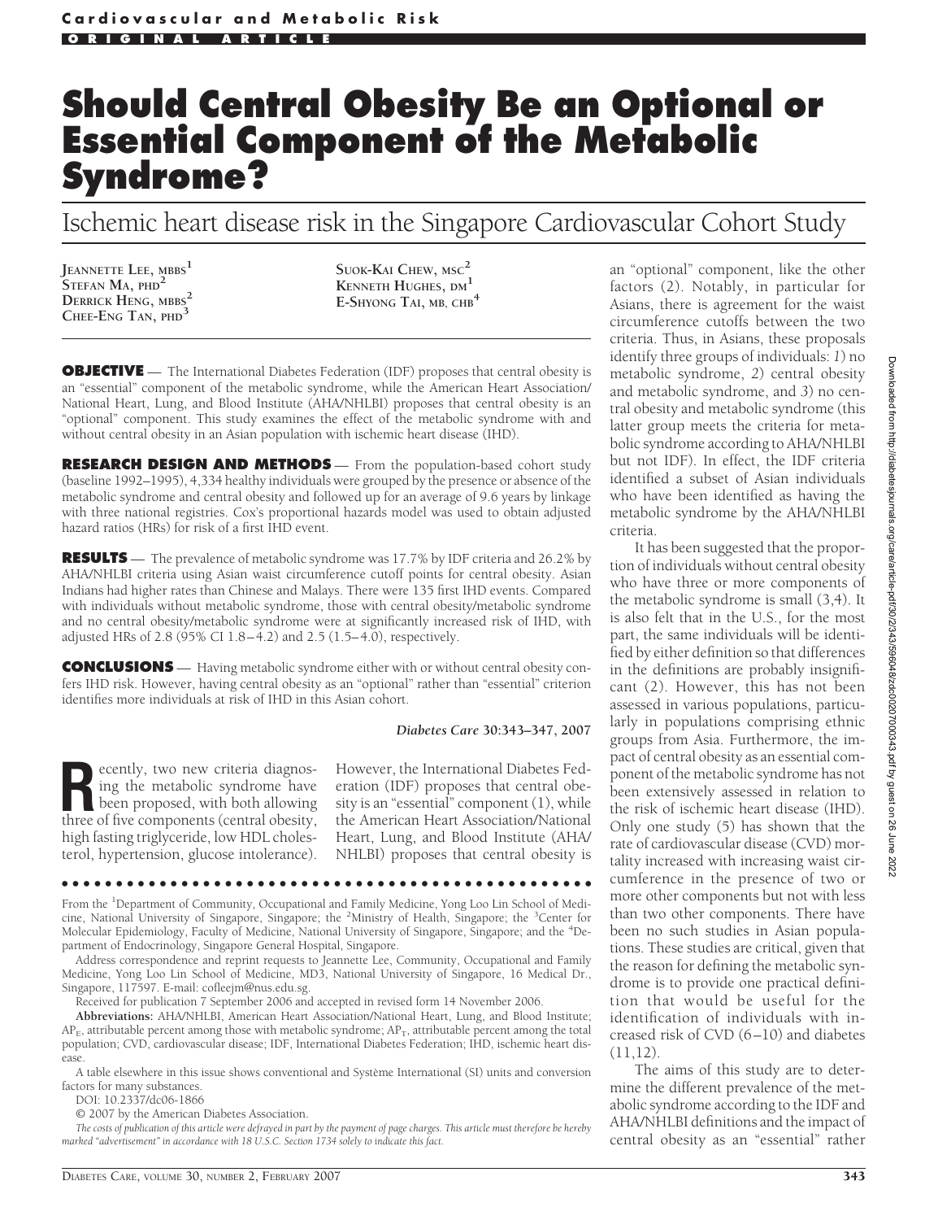**Cardiovascular and Metabolic Risk**

**ORIGINAL ARTICLE**

# Should Central Obesity Be an Optional or Essential Component of the Metabolic Syndrome?

## Ischemic heart disease risk in the Singapore Cardiovascular Cohort Study

Jeannette Lee, MBBS[1]
Stefan Ma, PhD[2]
Derrick Heng, MBBS[2]
Chee-Eng Tan, PhD[3]
Suok-Kai Chew, MSc[2]
Kenneth Hughes, DM[1]
E-Shyong Tai, MB, ChB[4]

**OBJECTIVE** — The International Diabetes Federation (IDF) proposes that central obesity is an "essential" component of the metabolic syndrome, while the American Heart Association/ National Heart, Lung, and Blood Institute (AHA/NHLBI) proposes that central obesity is an "optional" component. This study examines the effect of the metabolic syndrome with and without central obesity in an Asian population with ischemic heart disease (IHD).

**RESEARCH DESIGN AND METHODS** — From the population-based cohort study (baseline 1992–1995), 4,334 healthy individuals were grouped by the presence or absence of the metabolic syndrome and central obesity and followed up for an average of 9.6 years by linkage with three national registries. Cox's proportional hazards model was used to obtain adjusted hazard ratios (HRs) for risk of a first IHD event.

**RESULTS** — The prevalence of metabolic syndrome was 17.7% by IDF criteria and 26.2% by AHA/NHLBI criteria using Asian waist circumference cutoff points for central obesity. Asian Indians had higher rates than Chinese and Malays. There were 135 first IHD events. Compared with individuals without metabolic syndrome, those with central obesity/metabolic syndrome and no central obesity/metabolic syndrome were at significantly increased risk of IHD, with adjusted HRs of 2.8 (95% CI 1.8–4.2) and 2.5 (1.5–4.0), respectively.

**CONCLUSIONS** — Having metabolic syndrome either with or without central obesity confers IHD risk. However, having central obesity as an "optional" rather than "essential" criterion identifies more individuals at risk of IHD in this Asian cohort.

*Diabetes Care* **30:343–347, 2007**

Recently, two new criteria diagnosing the metabolic syndrome have been proposed, with both allowing three of five components (central obesity, high fasting triglyceride, low HDL cholesterol, hypertension, glucose intolerance). However, the International Diabetes Federation (IDF) proposes that central obesity is an "essential" component (1), while the American Heart Association/National Heart, Lung, and Blood Institute (AHA/NHLBI) proposes that central obesity is an "optional" component, like the other factors (2). Notably, in particular for Asians, there is agreement for the waist circumference cutoffs between the two criteria. Thus, in Asians, these proposals identify three groups of individuals: *1*) no metabolic syndrome, *2*) central obesity and metabolic syndrome, and *3*) no central obesity and metabolic syndrome (this latter group meets the criteria for metabolic syndrome according to AHA/NHLBI but not IDF). In effect, the IDF criteria identified a subset of Asian individuals who have been identified as having the metabolic syndrome by the AHA/NHLBI criteria.

It has been suggested that the proportion of individuals without central obesity who have three or more components of the metabolic syndrome is small (3,4). It is also felt that in the U.S., for the most part, the same individuals will be identified by either definition so that differences in the definitions are probably insignificant (2). However, this has not been assessed in various populations, particularly in populations comprising ethnic groups from Asia. Furthermore, the impact of central obesity as an essential component of the metabolic syndrome has not been extensively assessed in relation to the risk of ischemic heart disease (IHD). Only one study (5) has shown that the rate of cardiovascular disease (CVD) mortality increased with increasing waist circumference in the presence of two or more other components but not with less than two other components. There have been no such studies in Asian populations. These studies are critical, given that the reason for defining the metabolic syndrome is to provide one practical definition that would be useful for the identification of individuals with increased risk of CVD (6–10) and diabetes (11,12).

The aims of this study are to determine the different prevalence of the metabolic syndrome according to the IDF and AHA/NHLBI definitions and the impact of central obesity as an "essential" rather

---

From the [1]Department of Community, Occupational and Family Medicine, Yong Loo Lin School of Medicine, National University of Singapore, Singapore; the [2]Ministry of Health, Singapore; the [3]Center for Molecular Epidemiology, Faculty of Medicine, National University of Singapore, Singapore; and the [4]Department of Endocrinology, Singapore General Hospital, Singapore.

Address correspondence and reprint requests to Jeannette Lee, Community, Occupational and Family Medicine, Yong Loo Lin School of Medicine, MD3, National University of Singapore, 16 Medical Dr., Singapore, 117597. E-mail: cofleejm@nus.edu.sg.

Received for publication 7 September 2006 and accepted in revised form 14 November 2006.

**Abbreviations:** AHA/NHLBI, American Heart Association/National Heart, Lung, and Blood Institute; $AP_E$, attributable percent among those with metabolic syndrome; $AP_T$, attributable percent among the total population; CVD, cardiovascular disease; IDF, International Diabetes Federation; IHD, ischemic heart disease.

A table elsewhere in this issue shows conventional and Système International (SI) units and conversion factors for many substances.

DOI: 10.2337/dc06-1866

© 2007 by the American Diabetes Association.

*The costs of publication of this article were defrayed in part by the payment of page charges. This article must therefore be hereby marked "advertisement" in accordance with 18 U.S.C. Section 1734 solely to indicate this fact.*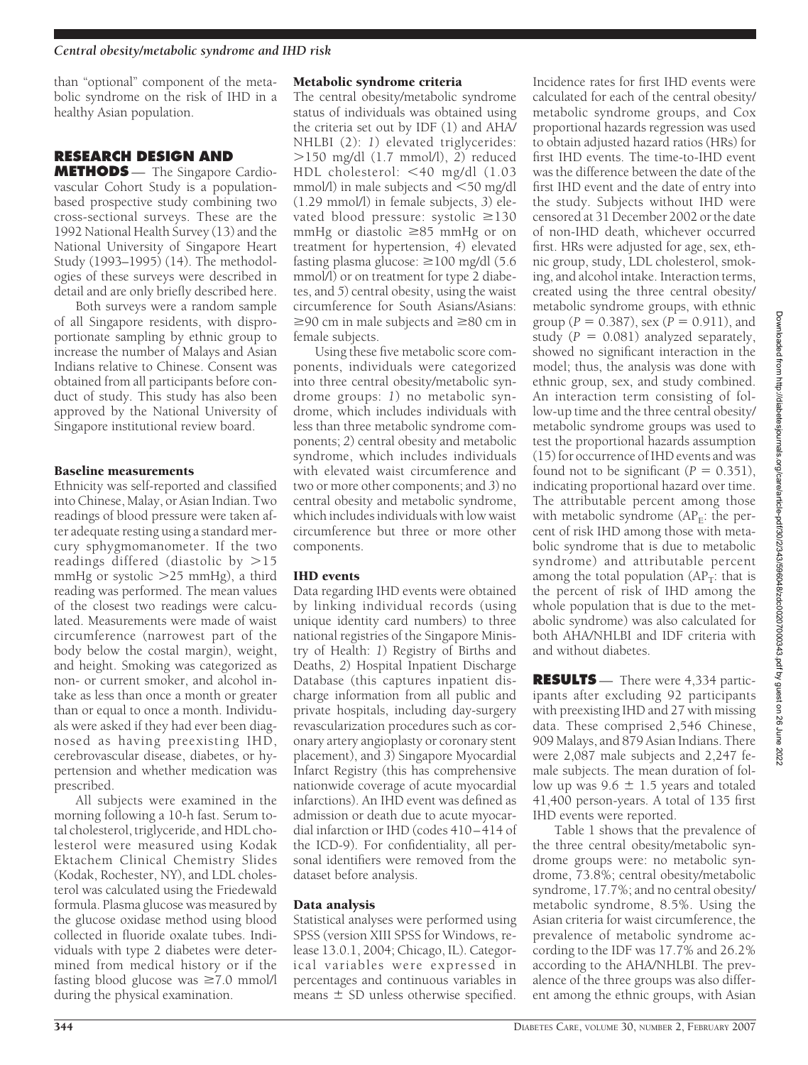than "optional" component of the metabolic syndrome on the risk of IHD in a healthy Asian population.

## RESEARCH DESIGN AND METHODS

The Singapore Cardiovascular Cohort Study is a population-based prospective study combining two cross-sectional surveys. These are the 1992 National Health Survey (13) and the National University of Singapore Heart Study (1993–1995) (14). The methodologies of these surveys were described in detail and are only briefly described here.

Both surveys were a random sample of all Singapore residents, with disproportionate sampling by ethnic group to increase the number of Malays and Asian Indians relative to Chinese. Consent was obtained from all participants before conduct of study. This study has also been approved by the National University of Singapore institutional review board.

### Baseline measurements

Ethnicity was self-reported and classified into Chinese, Malay, or Asian Indian. Two readings of blood pressure were taken after adequate resting using a standard mercury sphygmomanometer. If the two readings differed (diastolic by >15 mmHg or systolic >25 mmHg), a third reading was performed. The mean values of the closest two readings were calculated. Measurements were made of waist circumference (narrowest part of the body below the costal margin), weight, and height. Smoking was categorized as non- or current smoker, and alcohol intake as less than once a month or greater than or equal to once a month. Individuals were asked if they had ever been diagnosed as having preexisting IHD, cerebrovascular disease, diabetes, or hypertension and whether medication was prescribed.

All subjects were examined in the morning following a 10-h fast. Serum total cholesterol, triglyceride, and HDL cholesterol were measured using Kodak Ektachem Clinical Chemistry Slides (Kodak, Rochester, NY), and LDL cholesterol was calculated using the Friedewald formula. Plasma glucose was measured by the glucose oxidase method using blood collected in fluoride oxalate tubes. Individuals with type 2 diabetes were determined from medical history or if the fasting blood glucose was ≥7.0 mmol/l during the physical examination.

### Metabolic syndrome criteria

The central obesity/metabolic syndrome status of individuals was obtained using the criteria set out by IDF (1) and AHA/NHLBI (2): *1*) elevated triglycerides: >150 mg/dl (1.7 mmol/l), *2*) reduced HDL cholesterol: <40 mg/dl (1.03 mmol/l) in male subjects and <50 mg/dl (1.29 mmol/l) in female subjects, *3*) elevated blood pressure: systolic ≥130 mmHg or diastolic ≥85 mmHg or on treatment for hypertension, *4*) elevated fasting plasma glucose: ≥100 mg/dl (5.6 mmol/l) or on treatment for type 2 diabetes, and *5*) central obesity, using the waist circumference for South Asians/Asians: ≥90 cm in male subjects and ≥80 cm in female subjects.

Using these five metabolic score components, individuals were categorized into three central obesity/metabolic syndrome groups: *1*) no metabolic syndrome, which includes individuals with less than three metabolic syndrome components; *2*) central obesity and metabolic syndrome, which includes individuals with elevated waist circumference and two or more other components; and *3*) no central obesity and metabolic syndrome, which includes individuals with low waist circumference but three or more other components.

### IHD events

Data regarding IHD events were obtained by linking individual records (using unique identity card numbers) to three national registries of the Singapore Ministry of Health: *1*) Registry of Births and Deaths, *2*) Hospital Inpatient Discharge Database (this captures inpatient discharge information from all public and private hospitals, including day-surgery revascularization procedures such as coronary artery angioplasty or coronary stent placement), and *3*) Singapore Myocardial Infarct Registry (this has comprehensive nationwide coverage of acute myocardial infarctions). An IHD event was defined as admission or death due to acute myocardial infarction or IHD (codes 410–414 of the ICD-9). For confidentiality, all personal identifiers were removed from the dataset before analysis.

### Data analysis

Statistical analyses were performed using SPSS (version XIII SPSS for Windows, release 13.0.1, 2004; Chicago, IL). Categorical variables were expressed in percentages and continuous variables in means ± SD unless otherwise specified. Incidence rates for first IHD events were calculated for each of the central obesity/metabolic syndrome groups, and Cox proportional hazards regression was used to obtain adjusted hazard ratios (HRs) for first IHD events. The time-to-IHD event was the difference between the date of the first IHD event and the date of entry into the study. Subjects without IHD were censored at 31 December 2002 or the date of non-IHD death, whichever occurred first. HRs were adjusted for age, sex, ethnic group, study, LDL cholesterol, smoking, and alcohol intake. Interaction terms, created using the three central obesity/metabolic syndrome groups, with ethnic group ($P = 0.387$), sex ($P = 0.911$), and study ($P = 0.081$) analyzed separately, showed no significant interaction in the model; thus, the analysis was done with ethnic group, sex, and study combined. An interaction term consisting of follow-up time and the three central obesity/metabolic syndrome groups was used to test the proportional hazards assumption (15) for occurrence of IHD events and was found not to be significant ($P = 0.351$), indicating proportional hazard over time. The attributable percent among those with metabolic syndrome ($AP_E$: the percent of risk IHD among those with metabolic syndrome that is due to metabolic syndrome) and attributable percent among the total population ($AP_T$: that is the percent of risk of IHD among the whole population that is due to the metabolic syndrome) was also calculated for both AHA/NHLBI and IDF criteria with and without diabetes.

## RESULTS

There were 4,334 participants after excluding 92 participants with preexisting IHD and 27 with missing data. These comprised 2,546 Chinese, 909 Malays, and 879 Asian Indians. There were 2,087 male subjects and 2,247 female subjects. The mean duration of follow up was 9.6 ± 1.5 years and totaled 41,400 person-years. A total of 135 first IHD events were reported.

Table 1 shows that the prevalence of the three central obesity/metabolic syndrome groups were: no metabolic syndrome, 73.8%; central obesity/metabolic syndrome, 17.7%; and no central obesity/metabolic syndrome, 8.5%. Using the Asian criteria for waist circumference, the prevalence of metabolic syndrome according to the IDF was 17.7% and 26.2% according to the AHA/NHLBI. The prevalence of the three groups was also different among the ethnic groups, with Asian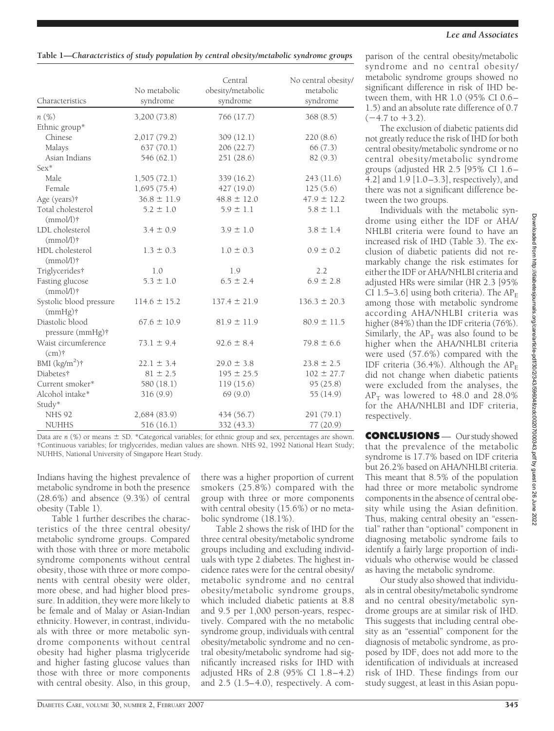**Table 1—Characteristics of study population by central obesity/metabolic syndrome groups**

| Characteristics | No metabolic syndrome | Central obesity/metabolic syndrome | No central obesity/metabolic syndrome |
|---|---|---|---|
| n (%) | 3,200 (73.8) | 766 (17.7) | 368 (8.5) |
| Ethnic group* | | | |
| Chinese | 2,017 (79.2) | 309 (12.1) | 220 (8.6) |
| Malays | 637 (70.1) | 206 (22.7) | 66 (7.3) |
| Asian Indians | 546 (62.1) | 251 (28.6) | 82 (9.3) |
| Sex* | | | |
| Male | 1,505 (72.1) | 339 (16.2) | 243 (11.6) |
| Female | 1,695 (75.4) | 427 (19.0) | 125 (5.6) |
| Age (years)† | 36.8 ± 11.9 | 48.8 ± 12.0 | 47.9 ± 12.2 |
| Total cholesterol (mmol/l)† | 5.2 ± 1.0 | 5.9 ± 1.1 | 5.8 ± 1.1 |
| LDL cholesterol (mmol/l)† | 3.4 ± 0.9 | 3.9 ± 1.0 | 3.8 ± 1.4 |
| HDL cholesterol (mmol/l)† | 1.3 ± 0.3 | 1.0 ± 0.3 | 0.9 ± 0.2 |
| Triglycerides† | 1.0 | 1.9 | 2.2 |
| Fasting glucose (mmol/l)† | 5.3 ± 1.0 | 6.5 ± 2.4 | 6.9 ± 2.8 |
| Systolic blood pressure (mmHg)† | 114.6 ± 15.2 | 137.4 ± 21.9 | 136.3 ± 20.3 |
| Diastolic blood pressure (mmHg)† | 67.6 ± 10.9 | 81.9 ± 11.9 | 80.9 ± 11.5 |
| Waist circumference (cm)† | 73.1 ± 9.4 | 92.6 ± 8.4 | 79.8 ± 6.6 |
| BMI ($kg/m^2$)† | 22.1 ± 3.4 | 29.0 ± 3.8 | 23.8 ± 2.5 |
| Diabetes† | 81 ± 2.5 | 195 ± 25.5 | 102 ± 27.7 |
| Current smoker* | 580 (18.1) | 119 (15.6) | 95 (25.8) |
| Alcohol intake* | 316 (9.9) | 69 (9.0) | 55 (14.9) |
| Study* | | | |
| NHS 92 | 2,684 (83.9) | 434 (56.7) | 291 (79.1) |
| NUHHS | 516 (16.1) | 332 (43.3) | 77 (20.9) |

Data are n (%) or means ± SD. *Categorical variables; for ethnic group and sex, percentages are shown. †Continuous variables; for triglycerides, median values are shown. NHS 92, 1992 National Heart Study; NUHHS, National University of Singapore Heart Study.

Indians having the highest prevalence of metabolic syndrome in both the presence (28.6%) and absence (9.3%) of central obesity (Table 1).

Table 1 further describes the characteristics of the three central obesity/metabolic syndrome groups. Compared with those with three or more metabolic syndrome components without central obesity, those with three or more components with central obesity were older, more obese, and had higher blood pressure. In addition, they were more likely to be female and of Malay or Asian-Indian ethnicity. However, in contrast, individuals with three or more metabolic syndrome components without central obesity had higher plasma triglyceride and higher fasting glucose values than those with three or more components with central obesity. Also, in this group, there was a higher proportion of current smokers (25.8%) compared with the group with three or more components with central obesity (15.6%) or no metabolic syndrome (18.1%).

Table 2 shows the risk of IHD for the three central obesity/metabolic syndrome groups including and excluding individuals with type 2 diabetes. The highest incidence rates were for the central obesity/metabolic syndrome and no central obesity/metabolic syndrome groups, which included diabetic patients at 8.8 and 9.5 per 1,000 person-years, respectively. Compared with the no metabolic syndrome group, individuals with central obesity/metabolic syndrome and no central obesity/metabolic syndrome had significantly increased risks for IHD with adjusted HRs of 2.8 (95% CI 1.8–4.2) and 2.5 (1.5–4.0), respectively. A comparison of the central obesity/metabolic syndrome and no central obesity/metabolic syndrome groups showed no significant difference in risk of IHD between them, with HR 1.0 (95% CI 0.6–1.5) and an absolute rate difference of 0.7 (−4.7 to +3.2).

The exclusion of diabetic patients did not greatly reduce the risk of IHD for both central obesity/metabolic syndrome or no central obesity/metabolic syndrome groups (adjusted HR 2.5 [95% CI 1.6–4.2] and 1.9 [1.0–3.3], respectively), and there was not a significant difference between the two groups.

Individuals with the metabolic syndrome using either the IDF or AHA/NHLBI criteria were found to have an increased risk of IHD (Table 3). The exclusion of diabetic patients did not remarkably change the risk estimates for either the IDF or AHA/NHLBI criteria and adjusted HRs were similar (HR 2.3 [95% CI 1.5–3.6] using both criteria). The $AP_E$ among those with metabolic syndrome according AHA/NHLBI criteria was higher (84%) than the IDF criteria (76%). Similarly, the $AP_T$ was also found to be higher when the AHA/NHLBI criteria were used (57.6%) compared with the IDF criteria (36.4%). Although the $AP_E$ did not change when diabetic patients were excluded from the analyses, the $AP_T$ was lowered to 48.0 and 28.0% for the AHA/NHLBI and IDF criteria, respectively.

## CONCLUSIONS

Our study showed that the prevalence of the metabolic syndrome is 17.7% based on IDF criteria but 26.2% based on AHA/NHLBI criteria. This meant that 8.5% of the population had three or more metabolic syndrome components in the absence of central obesity while using the Asian definition. Thus, making central obesity an "essential" rather than "optional" component in diagnosing metabolic syndrome fails to identify a fairly large proportion of individuals who otherwise would be classed as having the metabolic syndrome.

Our study also showed that individuals in central obesity/metabolic syndrome and no central obesity/metabolic syndrome groups are at similar risk of IHD. This suggests that including central obesity as an "essential" component for the diagnosis of metabolic syndrome, as proposed by IDF, does not add more to the identification of individuals at increased risk of IHD. These findings from our study suggest, at least in this Asian popu-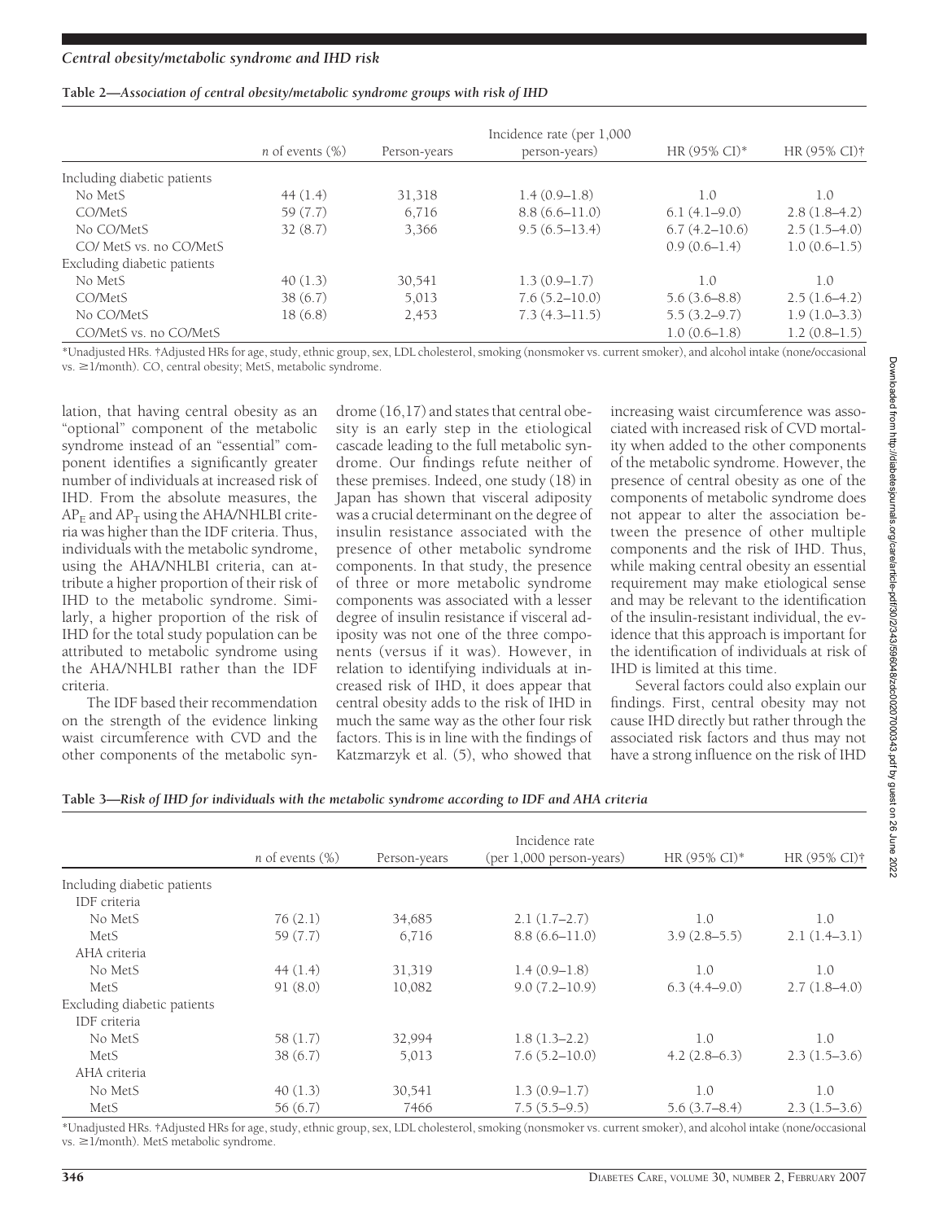**Table 2—Association of central obesity/metabolic syndrome groups with risk of IHD**

| | *n* of events (%) | Person-years | Incidence rate (per 1,000 person-years) | HR (95% CI)* | HR (95% CI)† |
|---|---|---|---|---|---|
| Including diabetic patients | | | | | |
| No MetS | 44 (1.4) | 31,318 | 1.4 (0.9–1.8) | 1.0 | 1.0 |
| CO/MetS | 59 (7.7) | 6,716 | 8.8 (6.6–11.0) | 6.1 (4.1–9.0) | 2.8 (1.8–4.2) |
| No CO/MetS | 32 (8.7) | 3,366 | 9.5 (6.5–13.4) | 6.7 (4.2–10.6) | 2.5 (1.5–4.0) |
| CO/ MetS vs. no CO/MetS | | | | 0.9 (0.6–1.4) | 1.0 (0.6–1.5) |
| Excluding diabetic patients | | | | | |
| No MetS | 40 (1.3) | 30,541 | 1.3 (0.9–1.7) | 1.0 | 1.0 |
| CO/MetS | 38 (6.7) | 5,013 | 7.6 (5.2–10.0) | 5.6 (3.6–8.8) | 2.5 (1.6–4.2) |
| No CO/MetS | 18 (6.8) | 2,453 | 7.3 (4.3–11.5) | 5.5 (3.2–9.7) | 1.9 (1.0–3.3) |
| CO/MetS vs. no CO/MetS | | | | 1.0 (0.6–1.8) | 1.2 (0.8–1.5) |

*Unadjusted HRs. †Adjusted HRs for age, study, ethnic group, sex, LDL cholesterol, smoking (nonsmoker vs. current smoker), and alcohol intake (none/occasional vs. ≥1/month). CO, central obesity; MetS, metabolic syndrome.

lation, that having central obesity as an "optional" component of the metabolic syndrome instead of an "essential" component identifies a significantly greater number of individuals at increased risk of IHD. From the absolute measures, the $AP_E$ and $AP_T$ using the AHA/NHLBI criteria was higher than the IDF criteria. Thus, individuals with the metabolic syndrome, using the AHA/NHLBI criteria, can attribute a higher proportion of their risk of IHD to the metabolic syndrome. Similarly, a higher proportion of the risk of IHD for the total study population can be attributed to metabolic syndrome using the AHA/NHLBI rather than the IDF criteria.

The IDF based their recommendation on the strength of the evidence linking waist circumference with CVD and the other components of the metabolic syndrome (16,17) and states that central obesity is an early step in the etiological cascade leading to the full metabolic syndrome. Our findings refute neither of these premises. Indeed, one study (18) in Japan has shown that visceral adiposity was a crucial determinant on the degree of insulin resistance associated with the presence of other metabolic syndrome components. In that study, the presence of three or more metabolic syndrome components was associated with a lesser degree of insulin resistance if visceral adiposity was not one of the three components (versus if it was). However, in relation to identifying individuals at increased risk of IHD, it does appear that central obesity adds to the risk of IHD in much the same way as the other four risk factors. This is in line with the findings of Katzmarzyk et al. (5), who showed that increasing waist circumference was associated with increased risk of CVD mortality when added to the other components of the metabolic syndrome. However, the presence of central obesity as one of the components of metabolic syndrome does not appear to alter the association between the presence of other multiple components and the risk of IHD. Thus, while making central obesity an essential requirement may make etiological sense and may be relevant to the identification of the insulin-resistant individual, the evidence that this approach is important for the identification of individuals at risk of IHD is limited at this time.

Several factors could also explain our findings. First, central obesity may not cause IHD directly but rather through the associated risk factors and thus may not have a strong influence on the risk of IHD

**Table 3—Risk of IHD for individuals with the metabolic syndrome according to IDF and AHA criteria**

| | *n* of events (%) | Person-years | Incidence rate (per 1,000 person-years) | HR (95% CI)* | HR (95% CI)† |
|---|---|---|---|---|---|
| Including diabetic patients | | | | | |
| IDF criteria | | | | | |
| No MetS | 76 (2.1) | 34,685 | 2.1 (1.7–2.7) | 1.0 | 1.0 |
| MetS | 59 (7.7) | 6,716 | 8.8 (6.6–11.0) | 3.9 (2.8–5.5) | 2.1 (1.4–3.1) |
| AHA criteria | | | | | |
| No MetS | 44 (1.4) | 31,319 | 1.4 (0.9–1.8) | 1.0 | 1.0 |
| MetS | 91 (8.0) | 10,082 | 9.0 (7.2–10.9) | 6.3 (4.4–9.0) | 2.7 (1.8–4.0) |
| Excluding diabetic patients | | | | | |
| IDF criteria | | | | | |
| No MetS | 58 (1.7) | 32,994 | 1.8 (1.3–2.2) | 1.0 | 1.0 |
| MetS | 38 (6.7) | 5,013 | 7.6 (5.2–10.0) | 4.2 (2.8–6.3) | 2.3 (1.5–3.6) |
| AHA criteria | | | | | |
| No MetS | 40 (1.3) | 30,541 | 1.3 (0.9–1.7) | 1.0 | 1.0 |
| MetS | 56 (6.7) | 7466 | 7.5 (5.5–9.5) | 5.6 (3.7–8.4) | 2.3 (1.5–3.6) |

*Unadjusted HRs. †Adjusted HRs for age, study, ethnic group, sex, LDL cholesterol, smoking (nonsmoker vs. current smoker), and alcohol intake (none/occasional vs. ≥1/month). MetS metabolic syndrome.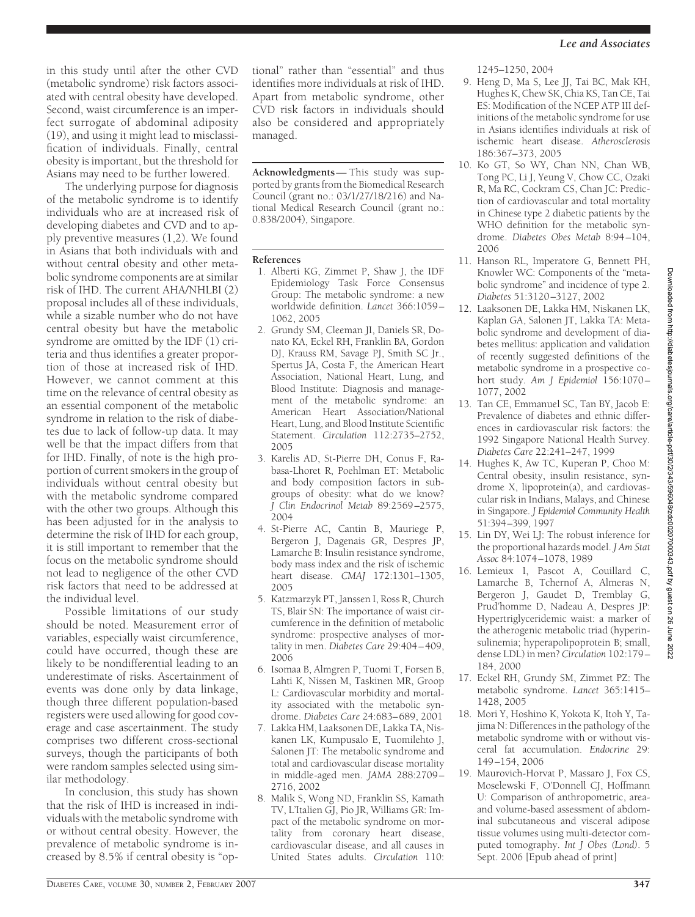in this study until after the other CVD (metabolic syndrome) risk factors associated with central obesity have developed. Second, waist circumference is an imperfect surrogate of abdominal adiposity (19), and using it might lead to misclassification of individuals. Finally, central obesity is important, but the threshold for Asians may need to be further lowered.

The underlying purpose for diagnosis of the metabolic syndrome is to identify individuals who are at increased risk of developing diabetes and CVD and to apply preventive measures (1,2). We found in Asians that both individuals with and without central obesity and other metabolic syndrome components are at similar risk of IHD. The current AHA/NHLBI (2) proposal includes all of these individuals, while a sizable number who do not have central obesity but have the metabolic syndrome are omitted by the IDF (1) criteria and thus identifies a greater proportion of those at increased risk of IHD. However, we cannot comment at this time on the relevance of central obesity as an essential component of the metabolic syndrome in relation to the risk of diabetes due to lack of follow-up data. It may well be that the impact differs from that for IHD. Finally, of note is the high proportion of current smokers in the group of individuals without central obesity but with the metabolic syndrome compared with the other two groups. Although this has been adjusted for in the analysis to determine the risk of IHD for each group, it is still important to remember that the focus on the metabolic syndrome should not lead to negligence of the other CVD risk factors that need to be addressed at the individual level.

Possible limitations of our study should be noted. Measurement error of variables, especially waist circumference, could have occurred, though these are likely to be nondifferential leading to an underestimate of risks. Ascertainment of events was done only by data linkage, though three different population-based registers were used allowing for good coverage and case ascertainment. The study comprises two different cross-sectional surveys, though the participants of both were random samples selected using similar methodology.

In conclusion, this study has shown that the risk of IHD is increased in individuals with the metabolic syndrome with or without central obesity. However, the prevalence of metabolic syndrome is increased by 8.5% if central obesity is "optional" rather than "essential" and thus identifies more individuals at risk of IHD. Apart from metabolic syndrome, other CVD risk factors in individuals should also be considered and appropriately managed.

**Acknowledgments**— This study was supported by grants from the Biomedical Research Council (grant no.: 03/1/27/18/216) and National Medical Research Council (grant no.: 0.838/2004), Singapore.

## References

1. Alberti KG, Zimmet P, Shaw J, the IDF Epidemiology Task Force Consensus Group: The metabolic syndrome: a new worldwide definition. *Lancet* 366:1059–1062, 2005
2. Grundy SM, Cleeman JI, Daniels SR, Donato KA, Eckel RH, Franklin BA, Gordon DJ, Krauss RM, Savage PJ, Smith SC Jr., Spertus JA, Costa F, the American Heart Association, National Heart, Lung, and Blood Institute: Diagnosis and management of the metabolic syndrome: an American Heart Association/National Heart, Lung, and Blood Institute Scientific Statement. *Circulation* 112:2735–2752, 2005
3. Karelis AD, St-Pierre DH, Conus F, Rabasa-Lhoret R, Poehlman ET: Metabolic and body composition factors in subgroups of obesity: what do we know? *J Clin Endocrinol Metab* 89:2569–2575, 2004
4. St-Pierre AC, Cantin B, Mauriege P, Bergeron J, Dagenais GR, Despres JP, Lamarche B: Insulin resistance syndrome, body mass index and the risk of ischemic heart disease. *CMAJ* 172:1301–1305, 2005
5. Katzmarzyk PT, Janssen I, Ross R, Church TS, Blair SN: The importance of waist circumference in the definition of metabolic syndrome: prospective analyses of mortality in men. *Diabetes Care* 29:404–409, 2006
6. Isomaa B, Almgren P, Tuomi T, Forsen B, Lahti K, Nissen M, Taskinen MR, Groop L: Cardiovascular morbidity and mortality associated with the metabolic syndrome. *Diabetes Care* 24:683–689, 2001
7. Lakka HM, Laaksonen DE, Lakka TA, Niskanen LK, Kumpusalo E, Tuomilehto J, Salonen JT: The metabolic syndrome and total and cardiovascular disease mortality in middle-aged men. *JAMA* 288:2709–2716, 2002
8. Malik S, Wong ND, Franklin SS, Kamath TV, L'Italien GJ, Pio JR, Williams GR: Impact of the metabolic syndrome on mortality from coronary heart disease, cardiovascular disease, and all causes in United States adults. *Circulation* 110:1245–1250, 2004
9. Heng D, Ma S, Lee JJ, Tai BC, Mak KH, Hughes K, Chew SK, Chia KS, Tan CE, Tai ES: Modification of the NCEP ATP III definitions of the metabolic syndrome for use in Asians identifies individuals at risk of ischemic heart disease. *Atherosclerosis* 186:367–373, 2005
10. Ko GT, So WY, Chan NN, Chan WB, Tong PC, Li J, Yeung V, Chow CC, Ozaki R, Ma RC, Cockram CS, Chan JC: Prediction of cardiovascular and total mortality in Chinese type 2 diabetic patients by the WHO definition for the metabolic syndrome. *Diabetes Obes Metab* 8:94–104, 2006
11. Hanson RL, Imperatore G, Bennett PH, Knowler WC: Components of the "metabolic syndrome" and incidence of type 2. *Diabetes* 51:3120–3127, 2002
12. Laaksonen DE, Lakka HM, Niskanen LK, Kaplan GA, Salonen JT, Lakka TA: Metabolic syndrome and development of diabetes mellitus: application and validation of recently suggested definitions of the metabolic syndrome in a prospective cohort study. *Am J Epidemiol* 156:1070–1077, 2002
13. Tan CE, Emmanuel SC, Tan BY, Jacob E: Prevalence of diabetes and ethnic differences in cardiovascular risk factors: the 1992 Singapore National Health Survey. *Diabetes Care* 22:241–247, 1999
14. Hughes K, Aw TC, Kuperan P, Choo M: Central obesity, insulin resistance, syndrome X, lipoprotein(a), and cardiovascular risk in Indians, Malays, and Chinese in Singapore. *J Epidemiol Community Health* 51:394–399, 1997
15. Lin DY, Wei LJ: The robust inference for the proportional hazards model. *J Am Stat Assoc* 84:1074–1078, 1989
16. Lemieux I, Pascot A, Couillard C, Lamarche B, Tchernof A, Almeras N, Bergeron J, Gaudet D, Tremblay G, Prud'homme D, Nadeau A, Despres JP: Hypertriglyceridemic waist: a marker of the atherogenic metabolic triad (hyperinsulinemia; hyperapolipoprotein B; small, dense LDL) in men? *Circulation* 102:179–184, 2000
17. Eckel RH, Grundy SM, Zimmet PZ: The metabolic syndrome. *Lancet* 365:1415–1428, 2005
18. Mori Y, Hoshino K, Yokota K, Itoh Y, Tajima N: Differences in the pathology of the metabolic syndrome with or without visceral fat accumulation. *Endocrine* 29:149–154, 2006
19. Maurovich-Horvat P, Massaro J, Fox CS, Moselewski F, O'Donnell CJ, Hoffmann U: Comparison of anthropometric, area- and volume-based assessment of abdominal subcutaneous and visceral adipose tissue volumes using multi-detector computed tomography. *Int J Obes (Lond)*. 5 Sept. 2006 [Epub ahead of print]